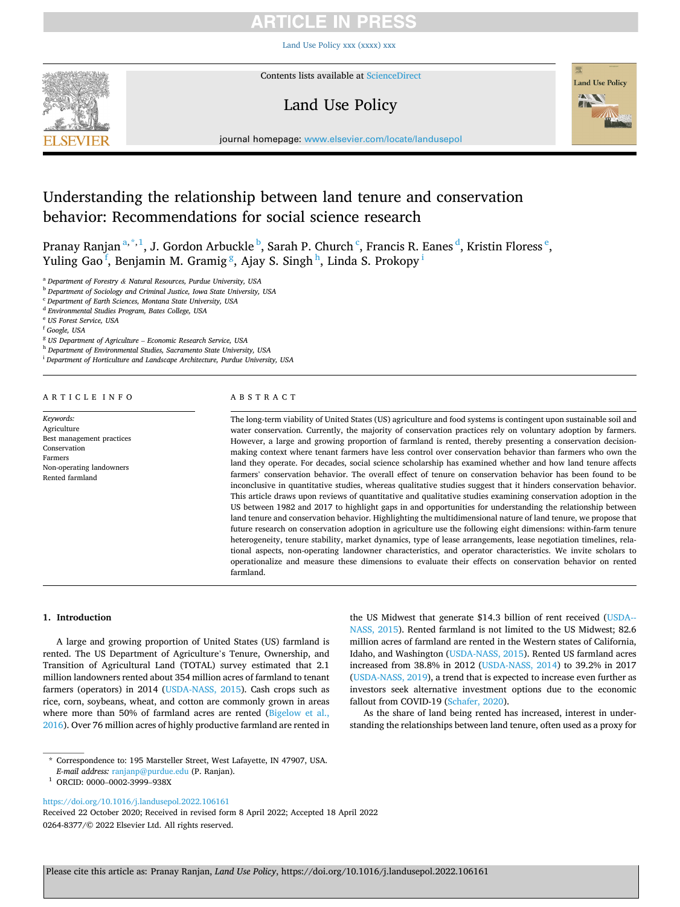# Understanding the relationship between land tenure and conservation behavior: Recommendations for social science research

Pranay Ranjan [a,*,1], J. Gordon Arbuckle [b], Sarah P. Church [c], Francis R. Eanes [d], Kristin Floress [e], Yuling Gao [f], Benjamin M. Gramig [g], Ajay S. Singh [h], Linda S. Prokopy [i]

[a] Department of Forestry & Natural Resources, Purdue University, USA
[b] Department of Sociology and Criminal Justice, Iowa State University, USA
[c] Department of Earth Sciences, Montana State University, USA
[d] Environmental Studies Program, Bates College, USA
[e] US Forest Service, USA
[f] Google, USA
[g] US Department of Agriculture – Economic Research Service, USA
[h] Department of Environmental Studies, Sacramento State University, USA
[i] Department of Horticulture and Landscape Architecture, Purdue University, USA

## ARTICLE INFO

*Keywords:*
Agriculture
Best management practices
Conservation
Farmers
Non-operating landowners
Rented farmland

## ABSTRACT

The long-term viability of United States (US) agriculture and food systems is contingent upon sustainable soil and water conservation. Currently, the majority of conservation practices rely on voluntary adoption by farmers. However, a large and growing proportion of farmland is rented, thereby presenting a conservation decision-making context where tenant farmers have less control over conservation behavior than farmers who own the land they operate. For decades, social science scholarship has examined whether and how land tenure affects farmers' conservation behavior. The overall effect of tenure on conservation behavior has been found to be inconclusive in quantitative studies, whereas qualitative studies suggest that it hinders conservation behavior. This article draws upon reviews of quantitative and qualitative studies examining conservation adoption in the US between 1982 and 2017 to highlight gaps in and opportunities for understanding the relationship between land tenure and conservation behavior. Highlighting the multidimensional nature of land tenure, we propose that future research on conservation adoption in agriculture use the following eight dimensions: within-farm tenure heterogeneity, tenure stability, market dynamics, type of lease arrangements, lease negotiation timelines, relational aspects, non-operating landowner characteristics, and operator characteristics. We invite scholars to operationalize and measure these dimensions to evaluate their effects on conservation behavior on rented farmland.

## 1. Introduction

A large and growing proportion of United States (US) farmland is rented. The US Department of Agriculture's Tenure, Ownership, and Transition of Agricultural Land (TOTAL) survey estimated that 2.1 million landowners rented about 354 million acres of farmland to tenant farmers (operators) in 2014 (USDA-NASS, 2015). Cash crops such as rice, corn, soybeans, wheat, and cotton are commonly grown in areas where more than 50% of farmland acres are rented (Bigelow et al., 2016). Over 76 million acres of highly productive farmland are rented in the US Midwest that generate $14.3 billion of rent received (USDA-NASS, 2015). Rented farmland is not limited to the US Midwest; 82.6 million acres of farmland are rented in the Western states of California, Idaho, and Washington (USDA-NASS, 2015). Rented US farmland acres increased from 38.8% in 2012 (USDA-NASS, 2014) to 39.2% in 2017 (USDA-NASS, 2019), a trend that is expected to increase even further as investors seek alternative investment options due to the economic fallout from COVID-19 (Schafer, 2020).

As the share of land being rented has increased, interest in understanding the relationships between land tenure, often used as a proxy for

* Correspondence to: 195 Marsteller Street, West Lafayette, IN 47907, USA.
*E-mail address:* ranjanp@purdue.edu (P. Ranjan).
[1] ORCID: 0000–0002-3999–938X

https://doi.org/10.1016/j.landusepol.2022.106161
Received 22 October 2020; Received in revised form 8 April 2022; Accepted 18 April 2022
0264-8377/© 2022 Elsevier Ltd. All rights reserved.

Please cite this article as: Pranay Ranjan, *Land Use Policy*, https://doi.org/10.1016/j.landusepol.2022.106161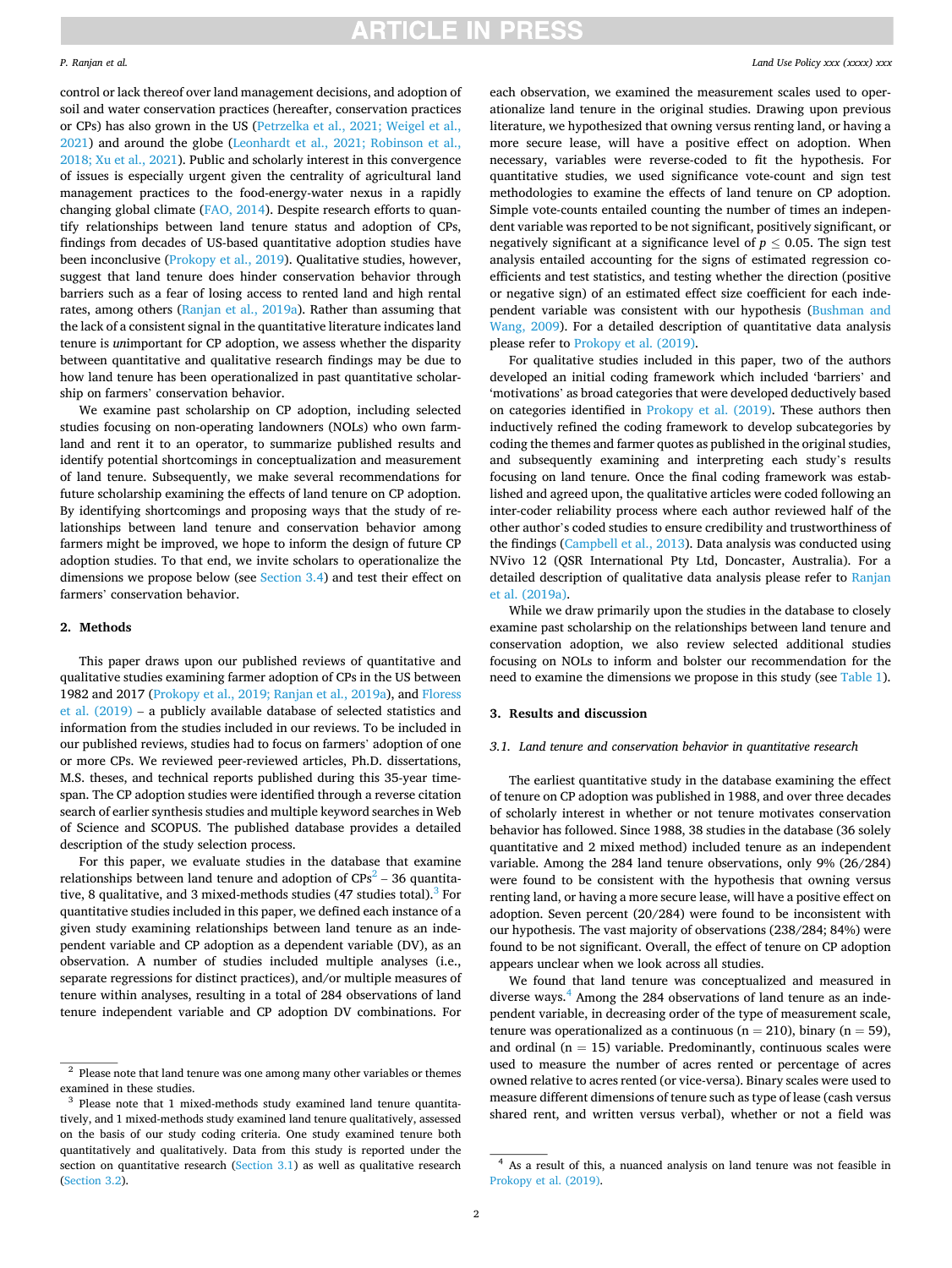control or lack thereof over land management decisions, and adoption of soil and water conservation practices (hereafter, conservation practices or CPs) has also grown in the US (Petrzelka et al., 2021; Weigel et al., 2021) and around the globe (Leonhardt et al., 2021; Robinson et al., 2018; Xu et al., 2021). Public and scholarly interest in this convergence of issues is especially urgent given the centrality of agricultural land management practices to the food-energy-water nexus in a rapidly changing global climate (FAO, 2014). Despite research efforts to quantify relationships between land tenure status and adoption of CPs, findings from decades of US-based quantitative adoption studies have been inconclusive (Prokopy et al., 2019). Qualitative studies, however, suggest that land tenure does hinder conservation behavior through barriers such as a fear of losing access to rented land and high rental rates, among others (Ranjan et al., 2019a). Rather than assuming that the lack of a consistent signal in the quantitative literature indicates land tenure is *un*important for CP adoption, we assess whether the disparity between quantitative and qualitative research findings may be due to how land tenure has been operationalized in past quantitative scholarship on farmers' conservation behavior.

We examine past scholarship on CP adoption, including selected studies focusing on non-operating landowners (NOLs) who own farmland and rent it to an operator, to summarize published results and identify potential shortcomings in conceptualization and measurement of land tenure. Subsequently, we make several recommendations for future scholarship examining the effects of land tenure on CP adoption. By identifying shortcomings and proposing ways that the study of relationships between land tenure and conservation behavior among farmers might be improved, we hope to inform the design of future CP adoption studies. To that end, we invite scholars to operationalize the dimensions we propose below (see Section 3.4) and test their effect on farmers' conservation behavior.

## 2. Methods

This paper draws upon our published reviews of quantitative and qualitative studies examining farmer adoption of CPs in the US between 1982 and 2017 (Prokopy et al., 2019; Ranjan et al., 2019a), and Floress et al. (2019) – a publicly available database of selected statistics and information from the studies included in our reviews. To be included in our published reviews, studies had to focus on farmers' adoption of one or more CPs. We reviewed peer-reviewed articles, Ph.D. dissertations, M.S. theses, and technical reports published during this 35-year timespan. The CP adoption studies were identified through a reverse citation search of earlier synthesis studies and multiple keyword searches in Web of Science and SCOPUS. The published database provides a detailed description of the study selection process.

For this paper, we evaluate studies in the database that examine relationships between land tenure and adoption of CPs[2] – 36 quantitative, 8 qualitative, and 3 mixed-methods studies (47 studies total).[3] For quantitative studies included in this paper, we defined each instance of a given study examining relationships between land tenure as an independent variable and CP adoption as a dependent variable (DV), as an observation. A number of studies included multiple analyses (i.e., separate regressions for distinct practices), and/or multiple measures of tenure within analyses, resulting in a total of 284 observations of land tenure independent variable and CP adoption DV combinations. For each observation, we examined the measurement scales used to operationalize land tenure in the original studies. Drawing upon previous literature, we hypothesized that owning versus renting land, or having a more secure lease, will have a positive effect on adoption. When necessary, variables were reverse-coded to fit the hypothesis. For quantitative studies, we used significance vote-count and sign test methodologies to examine the effects of land tenure on CP adoption. Simple vote-counts entailed counting the number of times an independent variable was reported to be not significant, positively significant, or negatively significant at a significance level of $p \leq 0.05$. The sign test analysis entailed accounting for the signs of estimated regression coefficients and test statistics, and testing whether the direction (positive or negative sign) of an estimated effect size coefficient for each independent variable was consistent with our hypothesis (Bushman and Wang, 2009). For a detailed description of quantitative data analysis please refer to Prokopy et al. (2019).

For qualitative studies included in this paper, two of the authors developed an initial coding framework which included 'barriers' and 'motivations' as broad categories that were developed deductively based on categories identified in Prokopy et al. (2019). These authors then inductively refined the coding framework to develop subcategories by coding the themes and farmer quotes as published in the original studies, and subsequently examining and interpreting each study's results focusing on land tenure. Once the final coding framework was established and agreed upon, the qualitative articles were coded following an inter-coder reliability process where each author reviewed half of the other author's coded studies to ensure credibility and trustworthiness of the findings (Campbell et al., 2013). Data analysis was conducted using NVivo 12 (QSR International Pty Ltd, Doncaster, Australia). For a detailed description of qualitative data analysis please refer to Ranjan et al. (2019a).

While we draw primarily upon the studies in the database to closely examine past scholarship on the relationships between land tenure and conservation adoption, we also review selected additional studies focusing on NOLs to inform and bolster our recommendation for the need to examine the dimensions we propose in this study (see Table 1).

## 3. Results and discussion

### 3.1. Land tenure and conservation behavior in quantitative research

The earliest quantitative study in the database examining the effect of tenure on CP adoption was published in 1988, and over three decades of scholarly interest in whether or not tenure motivates conservation behavior has followed. Since 1988, 38 studies in the database (36 solely quantitative and 2 mixed method) included tenure as an independent variable. Among the 284 land tenure observations, only 9% (26/284) were found to be consistent with the hypothesis that owning versus renting land, or having a more secure lease, will have a positive effect on adoption. Seven percent (20/284) were found to be inconsistent with our hypothesis. The vast majority of observations (238/284; 84%) were found to be not significant. Overall, the effect of tenure on CP adoption appears unclear when we look across all studies.

We found that land tenure was conceptualized and measured in diverse ways.[4] Among the 284 observations of land tenure as an independent variable, in decreasing order of the type of measurement scale, tenure was operationalized as a continuous (n = 210), binary (n = 59), and ordinal (n = 15) variable. Predominantly, continuous scales were used to measure the number of acres rented or percentage of acres owned relative to acres rented (or vice-versa). Binary scales were used to measure different dimensions of tenure such as type of lease (cash versus shared rent, and written versus verbal), whether or not a field was

[2] Please note that land tenure was one among many other variables or themes examined in these studies.

[3] Please note that 1 mixed-methods study examined land tenure quantitatively, and 1 mixed-methods study examined land tenure qualitatively, assessed on the basis of our study coding criteria. One study examined tenure both quantitatively and qualitatively. Data from this study is reported under the section on quantitative research (Section 3.1) as well as qualitative research (Section 3.2).

[4] As a result of this, a nuanced analysis on land tenure was not feasible in Prokopy et al. (2019).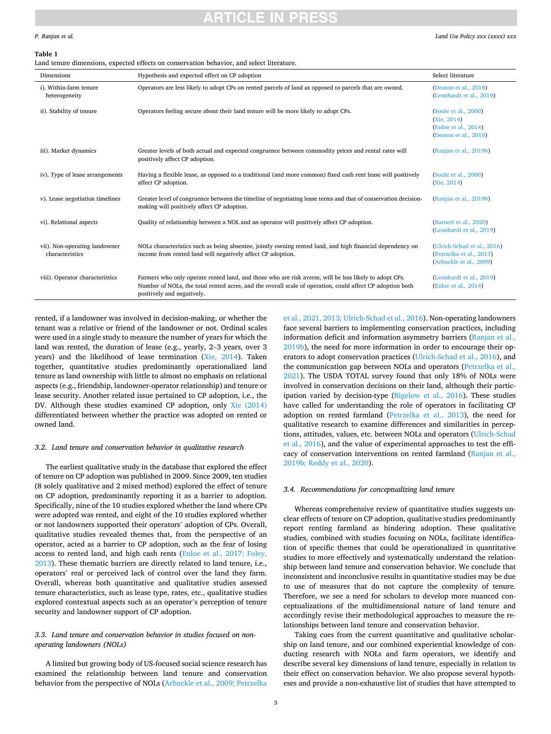**Table 1**
Land tenure dimensions, expected effects on conservation behavior, and select literature.

| Dimensions | Hypothesis and expected effect on CP adoption | Select literature |
|---|---|---|
| i). Within-farm tenure heterogeneity | Operators are less likely to adopt CPs on rented parcels of land as opposed to parcels that are owned. | (Deaton et al., 2018) (Leonhardt et al., 2019) |
| ii). Stability of tenure | Operators feeling secure about their land tenure will be more likely to adopt CPs. | (Soule et al., 2000) (Xie, 2014) (Enloe et al., 2014) (Deaton et al., 2018) |
| iii). Market dynamics | Greater levels of both actual and expected congruence between commodity prices and rental rates will positively affect CP adoption. | (Ranjan et al., 2019b) |
| iv). Type of lease arrangements | Having a flexible lease, as opposed to a traditional (and more common) fixed cash rent lease will positively affect CP adoption. | (Soule et al., 2000) (Xie, 2014) |
| v). Lease negotiation timelines | Greater level of congruence between the timeline of negotiating lease terms and that of conservation decision-making will positively affect CP adoption. | (Ranjan et al., 2019b) |
| vi). Relational aspects | Quality of relationship between a NOL and an operator will positively affect CP adoption. | (Barnett et al., 2020) (Leonhardt et al., 2019) |
| vii). Non-operating landowner characteristics | NOLs characteristics such as being absentee, jointly owning rented land, and high financial dependency on income from rented land will negatively affect CP adoption. | (Ulrich-Schad et al., 2016) (Petrzelka et al., 2013) (Arbuckle et al., 2009) |
| viii). Operator characteristics | Farmers who only operate rented land, and those who are risk averse, will be less likely to adopt CPs. Number of NOLs, the total rented acres, and the overall scale of operation, could affect CP adoption both positively and negatively. | (Leonhardt et al., 2019) (Enloe et al., 2014) |

rented, if a landowner was involved in decision-making, or whether the tenant was a relative or friend of the landowner or not. Ordinal scales were used in a single study to measure the number of years for which the land was rented, the duration of lease (e.g., yearly, 2–3 years, over 3 years) and the likelihood of lease termination (Xie, 2014). Taken together, quantitative studies predominantly operationalized land tenure as land ownership with little to almost no emphasis on relational aspects (e.g., friendship, landowner-operator relationship) and tenure or lease security. Another related issue pertained to CP adoption, i.e., the DV. Although these studies examined CP adoption, only Xie (2014) differentiated between whether the practice was adopted on rented or owned land.

### 3.2. Land tenure and conservation behavior in qualitative research

The earliest qualitative study in the database that explored the effect of tenure on CP adoption was published in 2009. Since 2009, ten studies (8 solely qualitative and 2 mixed method) explored the effect of tenure on CP adoption, predominantly reporting it as a barrier to adoption. Specifically, nine of the 10 studies explored whether the land where CPs were adopted was rented, and eight of the 10 studies explored whether or not landowners supported their operators' adoption of CPs. Overall, qualitative studies revealed themes that, from the perspective of an operator, acted as a barrier to CP adoption, such as the fear of losing access to rented land, and high cash rents (Enloe et al., 2017; Foley, 2013). These thematic barriers are directly related to land tenure, i.e., operators' real or perceived lack of control over the land they farm. Overall, whereas both quantitative and qualitative studies assessed tenure characteristics, such as lease type, rates, etc., qualitative studies explored contextual aspects such as an operator's perception of tenure security and landowner support of CP adoption.

### 3.3. Land tenure and conservation behavior in studies focused on non-operating landowners (NOLs)

A limited but growing body of US-focused social science research has examined the relationship between land tenure and conservation behavior from the perspective of NOLs (Arbuckle et al., 2009; Petrzelka et al., 2021, 2013; Ulrich-Schad et al., 2016). Non-operating landowners face several barriers to implementing conservation practices, including information deficit and information asymmetry barriers (Ranjan et al., 2019b), the need for more information in order to encourage their operators to adopt conservation practices (Ulrich-Schad et al., 2016), and the communication gap between NOLs and operators (Petrzelka et al., 2021). The USDA TOTAL survey found that only 18% of NOLs were involved in conservation decisions on their land, although their participation varied by decision-type (Bigelow et al., 2016). These studies have called for understanding the role of operators in facilitating CP adoption on rented farmland (Petrzelka et al., 2013), the need for qualitative research to examine differences and similarities in perceptions, attitudes, values, etc. between NOLs and operators (Ulrich-Schad et al., 2016), and the value of experimental approaches to test the efficacy of conservation interventions on rented farmland (Ranjan et al., 2019b; Reddy et al., 2020).

### 3.4. Recommendations for conceptualizing land tenure

Whereas comprehensive review of quantitative studies suggests unclear effects of tenure on CP adoption, qualitative studies predominantly report renting farmland as hindering adoption. These qualitative studies, combined with studies focusing on NOLs, facilitate identification of specific themes that could be operationalized in quantitative studies to more effectively and systematically understand the relationship between land tenure and conservation behavior. We conclude that inconsistent and inconclusive results in quantitative studies may be due to use of measures that do not capture the complexity of tenure. Therefore, we see a need for scholars to develop more nuanced conceptualizations of the multidimensional nature of land tenure and accordingly revise their methodological approaches to measure the relationships between land tenure and conservation behavior.

Taking cues from the current quantitative and qualitative scholarship on land tenure, and our combined experiential knowledge of conducting research with NOLs and farm operators, we identify and describe several key dimensions of land tenure, especially in relation to their effect on conservation behavior. We also propose several hypotheses and provide a non-exhaustive list of studies that have attempted to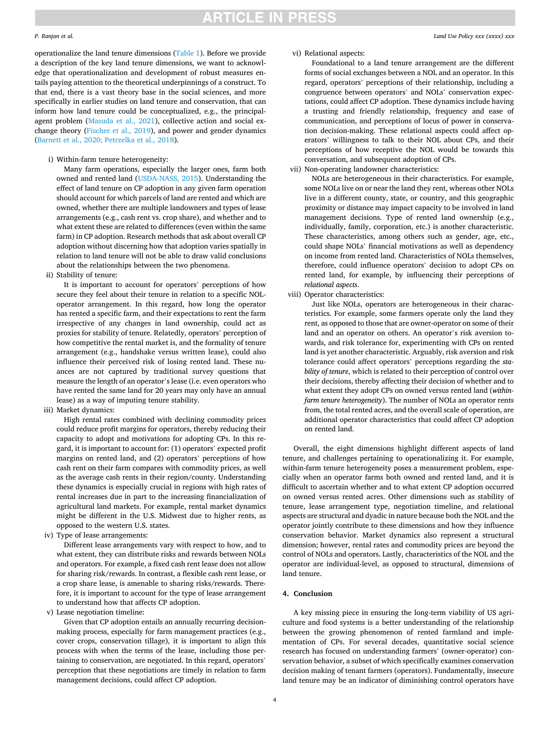operationalize the land tenure dimensions (Table 1). Before we provide a description of the key land tenure dimensions, we want to acknowledge that operationalization and development of robust measures entails paying attention to the theoretical underpinnings of a construct. To that end, there is a vast theory base in the social sciences, and more specifically in earlier studies on land tenure and conservation, that can inform how land tenure could be conceptualized, e.g., the principal-agent problem (Masuda et al., 2021), collective action and social exchange theory (Fischer et al., 2019), and power and gender dynamics (Barnett et al., 2020; Petrzelka et al., 2018).

i) Within-farm tenure heterogeneity:

   Many farm operations, especially the larger ones, farm both owned and rented land (USDA-NASS, 2015). Understanding the effect of land tenure on CP adoption in any given farm operation should account for which parcels of land are rented and which are owned, whether there are multiple landowners and types of lease arrangements (e.g., cash rent vs. crop share), and whether and to what extent these are related to differences (even within the same farm) in CP adoption. Research methods that ask about overall CP adoption without discerning how that adoption varies spatially in relation to land tenure will not be able to draw valid conclusions about the relationships between the two phenomena.

ii) Stability of tenure:

   It is important to account for operators' perceptions of how secure they feel about their tenure in relation to a specific NOL-operator arrangement. In this regard, how long the operator has rented a specific farm, and their expectations to rent the farm irrespective of any changes in land ownership, could act as proxies for stability of tenure. Relatedly, operators' perception of how competitive the rental market is, and the formality of tenure arrangement (e.g., handshake versus written lease), could also influence their perceived risk of losing rented land. These nuances are not captured by traditional survey questions that measure the length of an operator's lease (i.e. even operators who have rented the same land for 20 years may only have an annual lease) as a way of imputing tenure stability.

iii) Market dynamics:

   High rental rates combined with declining commodity prices could reduce profit margins for operators, thereby reducing their capacity to adopt and motivations for adopting CPs. In this regard, it is important to account for: (1) operators' expected profit margins on rented land, and (2) operators' perceptions of how cash rent on their farm compares with commodity prices, as well as the average cash rents in their region/county. Understanding these dynamics is especially crucial in regions with high rates of rental increases due in part to the increasing financialization of agricultural land markets. For example, rental market dynamics might be different in the U.S. Midwest due to higher rents, as opposed to the western U.S. states.

iv) Type of lease arrangements:

   Different lease arrangements vary with respect to how, and to what extent, they can distribute risks and rewards between NOLs and operators. For example, a fixed cash rent lease does not allow for sharing risk/rewards. In contrast, a flexible cash rent lease, or a crop share lease, is amenable to sharing risks/rewards. Therefore, it is important to account for the type of lease arrangement to understand how that affects CP adoption.

v) Lease negotiation timeline:

   Given that CP adoption entails an annually recurring decision-making process, especially for farm management practices (e.g., cover crops, conservation tillage), it is important to align this process with when the terms of the lease, including those pertaining to conservation, are negotiated. In this regard, operators' perception that these negotiations are timely in relation to farm management decisions, could affect CP adoption.

vi) Relational aspects:

   Foundational to a land tenure arrangement are the different forms of social exchanges between a NOL and an operator. In this regard, operators' perceptions of their relationship, including a congruence between operators' and NOLs' conservation expectations, could affect CP adoption. These dynamics include having a trusting and friendly relationship, frequency and ease of communication, and perceptions of locus of power in conservation decision-making. These relational aspects could affect operators' willingness to talk to their NOL about CPs, and their perceptions of how receptive the NOL would be towards this conversation, and subsequent adoption of CPs.

vii) Non-operating landowner characteristics:

   NOLs are heterogeneous in their characteristics. For example, some NOLs live on or near the land they rent, whereas other NOLs live in a different county, state, or country, and this geographic proximity or distance may impact capacity to be involved in land management decisions. Type of rented land ownership (e.g., individually, family, corporation, etc.) is another characteristic. These characteristics, among others such as gender, age, etc., could shape NOLs' financial motivations as well as dependency on income from rented land. Characteristics of NOLs themselves, therefore, could influence operators' decision to adopt CPs on rented land, for example, by influencing their perceptions of *relational aspects*.

viii) Operator characteristics:

   Just like NOLs, operators are heterogeneous in their characteristics. For example, some farmers operate only the land they rent, as opposed to those that are owner-operator on some of their land and an operator on others. An operator's risk aversion towards, and risk tolerance for, experimenting with CPs on rented land is yet another characteristic. Arguably, risk aversion and risk tolerance could affect operators' perceptions regarding the *stability of tenure*, which is related to their perception of control over their decisions, thereby affecting their decision of whether and to what extent they adopt CPs on owned versus rented land (*within-farm tenure heterogeneity*). The number of NOLs an operator rents from, the total rented acres, and the overall scale of operation, are additional operator characteristics that could affect CP adoption on rented land.

Overall, the eight dimensions highlight different aspects of land tenure, and challenges pertaining to operationalizing it. For example, within-farm tenure heterogeneity poses a measurement problem, especially when an operator farms both owned and rented land, and it is difficult to ascertain whether and to what extent CP adoption occurred on owned versus rented acres. Other dimensions such as stability of tenure, lease arrangement type, negotiation timeline, and relational aspects are structural and dyadic in nature because both the NOL and the operator jointly contribute to these dimensions and how they influence conservation behavior. Market dynamics also represent a structural dimension; however, rental rates and commodity prices are beyond the control of NOLs and operators. Lastly, characteristics of the NOL and the operator are individual-level, as opposed to structural, dimensions of land tenure.

## 4. Conclusion

A key missing piece in ensuring the long-term viability of US agriculture and food systems is a better understanding of the relationship between the growing phenomenon of rented farmland and implementation of CPs. For several decades, quantitative social science research has focused on understanding farmers' (owner-operator) conservation behavior, a subset of which specifically examines conservation decision making of tenant farmers (operators). Fundamentally, insecure land tenure may be an indicator of diminishing control operators have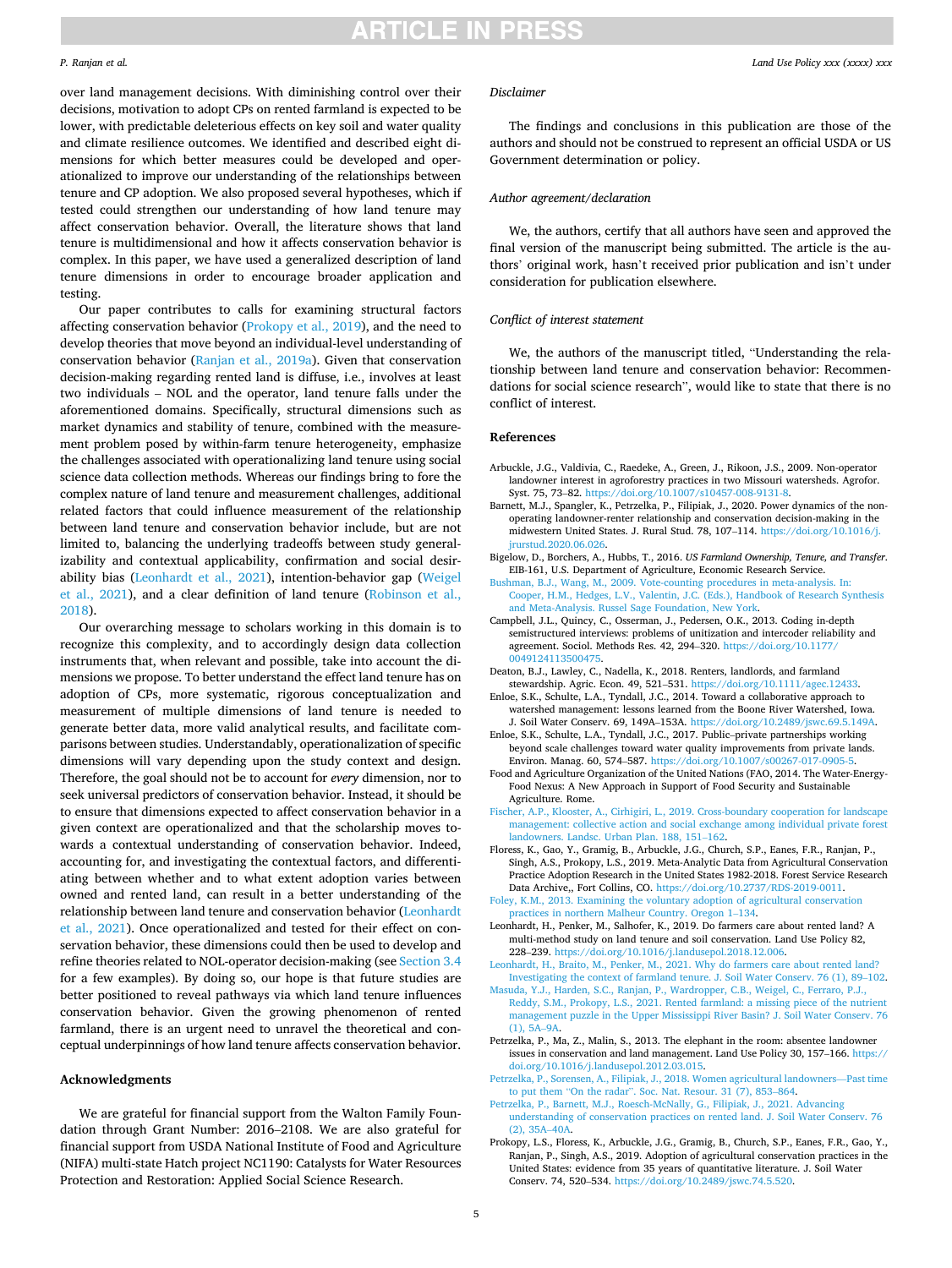over land management decisions. With diminishing control over their decisions, motivation to adopt CPs on rented farmland is expected to be lower, with predictable deleterious effects on key soil and water quality and climate resilience outcomes. We identified and described eight dimensions for which better measures could be developed and operationalized to improve our understanding of the relationships between tenure and CP adoption. We also proposed several hypotheses, which if tested could strengthen our understanding of how land tenure may affect conservation behavior. Overall, the literature shows that land tenure is multidimensional and how it affects conservation behavior is complex. In this paper, we have used a generalized description of land tenure dimensions in order to encourage broader application and testing.

Our paper contributes to calls for examining structural factors affecting conservation behavior (Prokopy et al., 2019), and the need to develop theories that move beyond an individual-level understanding of conservation behavior (Ranjan et al., 2019a). Given that conservation decision-making regarding rented land is diffuse, i.e., involves at least two individuals – NOL and the operator, land tenure falls under the aforementioned domains. Specifically, structural dimensions such as market dynamics and stability of tenure, combined with the measurement problem posed by within-farm tenure heterogeneity, emphasize the challenges associated with operationalizing land tenure using social science data collection methods. Whereas our findings bring to fore the complex nature of land tenure and measurement challenges, additional related factors that could influence measurement of the relationship between land tenure and conservation behavior include, but are not limited to, balancing the underlying tradeoffs between study generalizability and contextual applicability, confirmation and social desirability bias (Leonhardt et al., 2021), intention-behavior gap (Weigel et al., 2021), and a clear definition of land tenure (Robinson et al., 2018).

Our overarching message to scholars working in this domain is to recognize this complexity, and to accordingly design data collection instruments that, when relevant and possible, take into account the dimensions we propose. To better understand the effect land tenure has on adoption of CPs, more systematic, rigorous conceptualization and measurement of multiple dimensions of land tenure is needed to generate better data, more valid analytical results, and facilitate comparisons between studies. Understandably, operationalization of specific dimensions will vary depending upon the study context and design. Therefore, the goal should not be to account for *every* dimension, nor to seek universal predictors of conservation behavior. Instead, it should be to ensure that dimensions expected to affect conservation behavior in a given context are operationalized and that the scholarship moves towards a contextual understanding of conservation behavior. Indeed, accounting for, and investigating the contextual factors, and differentiating between whether and to what extent adoption varies between owned and rented land, can result in a better understanding of the relationship between land tenure and conservation behavior (Leonhardt et al., 2021). Once operationalized and tested for their effect on conservation behavior, these dimensions could then be used to develop and refine theories related to NOL-operator decision-making (see Section 3.4 for a few examples). By doing so, our hope is that future studies are better positioned to reveal pathways via which land tenure influences conservation behavior. Given the growing phenomenon of rented farmland, there is an urgent need to unravel the theoretical and conceptual underpinnings of how land tenure affects conservation behavior.

## Acknowledgments

We are grateful for financial support from the Walton Family Foundation through Grant Number: 2016–2108. We are also grateful for financial support from USDA National Institute of Food and Agriculture (NIFA) multi-state Hatch project NC1190: Catalysts for Water Resources Protection and Restoration: Applied Social Science Research.

### Disclaimer

The findings and conclusions in this publication are those of the authors and should not be construed to represent an official USDA or US Government determination or policy.

### Author agreement/declaration

We, the authors, certify that all authors have seen and approved the final version of the manuscript being submitted. The article is the authors' original work, hasn't received prior publication and isn't under consideration for publication elsewhere.

### Conflict of interest statement

We, the authors of the manuscript titled, "Understanding the relationship between land tenure and conservation behavior: Recommendations for social science research", would like to state that there is no conflict of interest.

## References

Arbuckle, J.G., Valdivia, C., Raedeke, A., Green, J., Rikoon, J.S., 2009. Non-operator landowner interest in agroforestry practices in two Missouri watersheds. Agrofor. Syst. 75, 73–82. https://doi.org/10.1007/s10457-008-9131-8.

Barnett, M.J., Spangler, K., Petrzelka, P., Filipiak, J., 2020. Power dynamics of the non-operating landowner-renter relationship and conservation decision-making in the midwestern United States. J. Rural Stud. 78, 107–114. https://doi.org/10.1016/j.jrurstud.2020.06.026.

Bigelow, D., Borchers, A., Hubbs, T., 2016. *US Farmland Ownership, Tenure, and Transfer*. EIB-161, U.S. Department of Agriculture, Economic Research Service.

Bushman, B.J., Wang, M., 2009. Vote-counting procedures in meta-analysis. In: Cooper, H.M., Hedges, L.V., Valentin, J.C. (Eds.), Handbook of Research Synthesis and Meta-Analysis. Russel Sage Foundation, New York.

Campbell, J.L., Quincy, C., Osserman, J., Pedersen, O.K., 2013. Coding in-depth semistructured interviews: problems of unitization and intercoder reliability and agreement. Sociol. Methods Res. 42, 294–320. https://doi.org/10.1177/0049124113500475.

Deaton, B.J., Lawley, C., Nadella, K., 2018. Renters, landlords, and farmland stewardship. Agric. Econ. 49, 521–531. https://doi.org/10.1111/agec.12433.

Enloe, S.K., Schulte, L.A., Tyndall, J.C., 2014. Toward a collaborative approach to watershed management: lessons learned from the Boone River Watershed, Iowa. J. Soil Water Conserv. 69, 149A–153A. https://doi.org/10.2489/jswc.69.5.149A.

Enloe, S.K., Schulte, L.A., Tyndall, J.C., 2017. Public–private partnerships working beyond scale challenges toward water quality improvements from private lands. Environ. Manag. 60, 574–587. https://doi.org/10.1007/s00267-017-0905-5.

Food and Agriculture Organization of the United Nations (FAO, 2014. The Water-Energy-Food Nexus: A New Approach in Support of Food Security and Sustainable Agriculture. Rome.

Fischer, A.P., Klooster, A., Cirhigiri, L., 2019. Cross-boundary cooperation for landscape management: collective action and social exchange among individual private forest landowners. Landsc. Urban Plan. 188, 151–162.

Floress, K., Gao, Y., Gramig, B., Arbuckle, J.G., Church, S.P., Eanes, F.R., Ranjan, P., Singh, A.S., Prokopy, L.S., 2019. Meta-Analytic Data from Agricultural Conservation Practice Adoption Research in the United States 1982-2018. Forest Service Research Data Archive,, Fort Collins, CO. https://doi.org/10.2737/RDS-2019-0011.

Foley, K.M., 2013. Examining the voluntary adoption of agricultural conservation practices in northern Malheur Country. Oregon 1–134.

Leonhardt, H., Penker, M., Salhofer, K., 2019. Do farmers care about rented land? A multi-method study on land tenure and soil conservation. Land Use Policy 82, 228–239. https://doi.org/10.1016/j.landusepol.2018.12.006.

Leonhardt, H., Braito, M., Penker, M., 2021. Why do farmers care about rented land? Investigating the context of farmland tenure. J. Soil Water Conserv. 76 (1), 89–102.

Masuda, Y.J., Harden, S.C., Ranjan, P., Wardropper, C.B., Weigel, C., Ferraro, P.J., Reddy, S.M., Prokopy, L.S., 2021. Rented farmland: a missing piece of the nutrient management puzzle in the Upper Mississippi River Basin? J. Soil Water Conserv. 76 (1), 5A–9A.

Petrzelka, P., Ma, Z., Malin, S., 2013. The elephant in the room: absentee landowner issues in conservation and land management. Land Use Policy 30, 157–166. https://doi.org/10.1016/j.landusepol.2012.03.015.

Petrzelka, P., Sorensen, A., Filipiak, J., 2018. Women agricultural landowners—Past time to put them "On the radar". Soc. Nat. Resour. 31 (7), 853–864.

Petrzelka, P., Barnett, M.J., Roesch-McNally, G., Filipiak, J., 2021. Advancing understanding of conservation practices on rented land. J. Soil Water Conserv. 76 (2), 35A–40A.

Prokopy, L.S., Floress, K., Arbuckle, J.G., Gramig, B., Church, S.P., Eanes, F.R., Gao, Y., Ranjan, P., Singh, A.S., 2019. Adoption of agricultural conservation practices in the United States: evidence from 35 years of quantitative literature. J. Soil Water Conserv. 74, 520–534. https://doi.org/10.2489/jswc.74.5.520.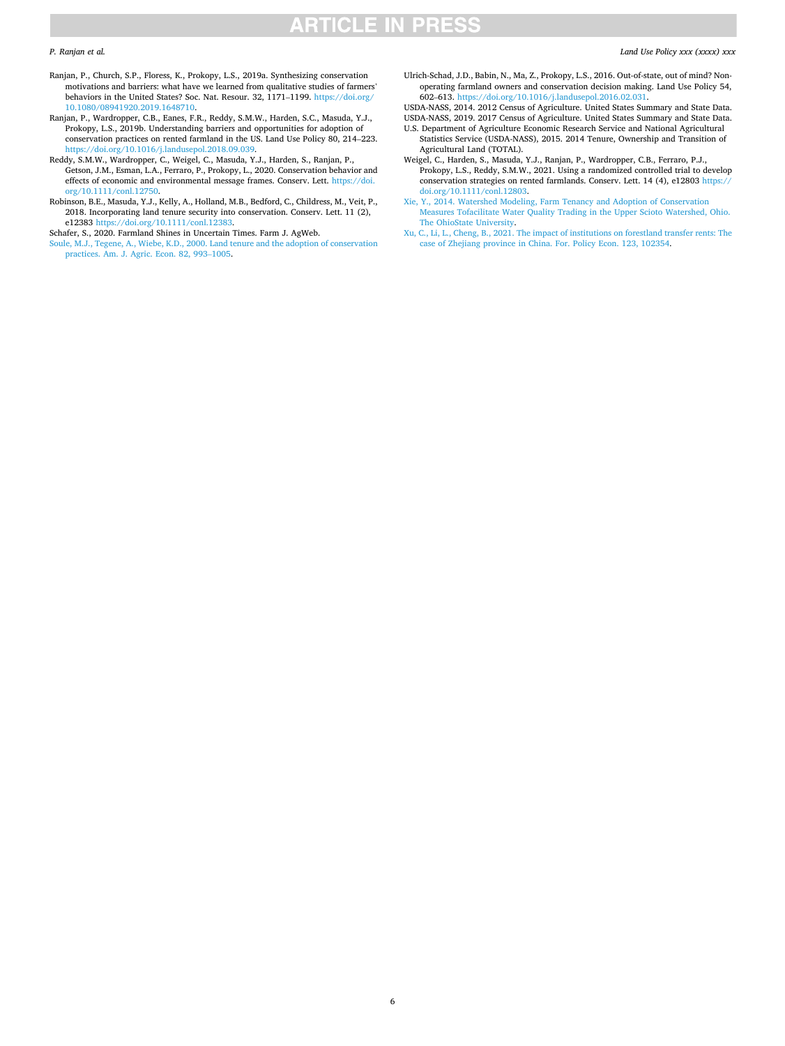Ranjan, P., Church, S.P., Floress, K., Prokopy, L.S., 2019a. Synthesizing conservation motivations and barriers: what have we learned from qualitative studies of farmers' behaviors in the United States? Soc. Nat. Resour. 32, 1171–1199. https://doi.org/10.1080/08941920.2019.1648710.

Ranjan, P., Wardropper, C.B., Eanes, F.R., Reddy, S.M.W., Harden, S.C., Masuda, Y.J., Prokopy, L.S., 2019b. Understanding barriers and opportunities for adoption of conservation practices on rented farmland in the US. Land Use Policy 80, 214–223. https://doi.org/10.1016/j.landusepol.2018.09.039.

Reddy, S.M.W., Wardropper, C., Weigel, C., Masuda, Y.J., Harden, S., Ranjan, P., Getson, J.M., Esman, L.A., Ferraro, P., Prokopy, L., 2020. Conservation behavior and effects of economic and environmental message frames. Conserv. Lett. https://doi.org/10.1111/conl.12750.

Robinson, B.E., Masuda, Y.J., Kelly, A., Holland, M.B., Bedford, C., Childress, M., Veit, P., 2018. Incorporating land tenure security into conservation. Conserv. Lett. 11 (2), e12383 https://doi.org/10.1111/conl.12383.

Schafer, S., 2020. Farmland Shines in Uncertain Times. Farm J. AgWeb.

Soule, M.J., Tegene, A., Wiebe, K.D., 2000. Land tenure and the adoption of conservation practices. Am. J. Agric. Econ. 82, 993–1005.

Ulrich-Schad, J.D., Babin, N., Ma, Z., Prokopy, L.S., 2016. Out-of-state, out of mind? Non-operating farmland owners and conservation decision making. Land Use Policy 54, 602–613. https://doi.org/10.1016/j.landusepol.2016.02.031.

USDA-NASS, 2014. 2012 Census of Agriculture. United States Summary and State Data.

USDA-NASS, 2019. 2017 Census of Agriculture. United States Summary and State Data.

U.S. Department of Agriculture Economic Research Service and National Agricultural Statistics Service (USDA-NASS), 2015. 2014 Tenure, Ownership and Transition of Agricultural Land (TOTAL).

Weigel, C., Harden, S., Masuda, Y.J., Ranjan, P., Wardropper, C.B., Ferraro, P.J., Prokopy, L.S., Reddy, S.M.W., 2021. Using a randomized controlled trial to develop conservation strategies on rented farmlands. Conserv. Lett. 14 (4), e12803 https://doi.org/10.1111/conl.12803.

Xie, Y., 2014. Watershed Modeling, Farm Tenancy and Adoption of Conservation Measures Tofacilitate Water Quality Trading in the Upper Scioto Watershed, Ohio. The OhioState University.

Xu, C., Li, L., Cheng, B., 2021. The impact of institutions on forestland transfer rents: The case of Zhejiang province in China. For. Policy Econ. 123, 102354.